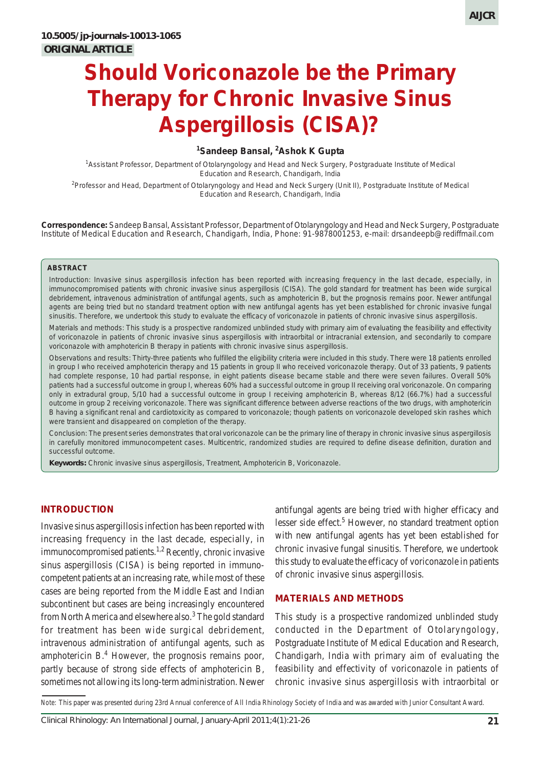10.5005/jp-journals-10013-1065

ORIGINAL ARTICLE

# Should Voriconazole be the Primary Therapy for Chronic Invasive Sinus Aspergillosis (CISA)?

[1]Sandeep Bansal, [2]Ashok K Gupta

[1]Assistant Professor, Department of Otolaryngology and Head and Neck Surgery, Postgraduate Institute of Medical Education and Research, Chandigarh, India

[2]Professor and Head, Department of Otolaryngology and Head and Neck Surgery (Unit II), Postgraduate Institute of Medical Education and Research, Chandigarh, India

**Correspondence:** Sandeep Bansal, Assistant Professor, Department of Otolaryngology and Head and Neck Surgery, Postgraduate Institute of Medical Education and Research, Chandigarh, India, Phone: 91-9878001253, e-mail: drsandeepb@rediffmail.com

## ABSTRACT

Introduction: Invasive sinus aspergillosis infection has been reported with increasing frequency in the last decade, especially, in immunocompromised patients with chronic invasive sinus aspergillosis (CISA). The gold standard for treatment has been wide surgical debridement, intravenous administration of antifungal agents, such as amphotericin B, but the prognosis remains poor. Newer antifungal agents are being tried but no standard treatment option with new antifungal agents has yet been established for chronic invasive fungal sinusitis. Therefore, we undertook this study to evaluate the efficacy of voriconazole in patients of chronic invasive sinus aspergillosis.

Materials and methods: This study is a prospective randomized unblinded study with primary aim of evaluating the feasibility and effectivity of voriconazole in patients of chronic invasive sinus aspergillosis with intraorbital or intracranial extension, and secondarily to compare voriconazole with amphotericin B therapy in patients with chronic invasive sinus aspergillosis.

Observations and results: Thirty-three patients who fulfilled the eligibility criteria were included in this study. There were 18 patients enrolled in group I who received amphotericin therapy and 15 patients in group II who received voriconazole therapy. Out of 33 patients, 9 patients had complete response, 10 had partial response, in eight patients disease became stable and there were seven failures. Overall 50% patients had a successful outcome in group I, whereas 60% had a successful outcome in group II receiving oral voriconazole. On comparing only in extradural group, 5/10 had a successful outcome in group I receiving amphotericin B, whereas 8/12 (66.7%) had a successful outcome in group 2 receiving voriconazole. There was significant difference between adverse reactions of the two drugs, with amphotericin B having a significant renal and cardiotoxicity as compared to voriconazole; though patients on voriconazole developed skin rashes which were transient and disappeared on completion of the therapy.

Conclusion: The present series demonstrates that oral voriconazole can be the primary line of therapy in chronic invasive sinus aspergillosis in carefully monitored immunocompetent cases. Multicentric, randomized studies are required to define disease definition, duration and successful outcome.

**Keywords:** Chronic invasive sinus aspergillosis, Treatment, Amphotericin B, Voriconazole.

## INTRODUCTION

Invasive sinus aspergillosis infection has been reported with increasing frequency in the last decade, especially, in immunocompromised patients.[1,2] Recently, chronic invasive sinus aspergillosis (CISA) is being reported in immunocompetent patients at an increasing rate, while most of these cases are being reported from the Middle East and Indian subcontinent but cases are being increasingly encountered from North America and elsewhere also.[3] The gold standard for treatment has been wide surgical debridement, intravenous administration of antifungal agents, such as amphotericin B.[4] However, the prognosis remains poor, partly because of strong side effects of amphotericin B, sometimes not allowing its long-term administration. Newer antifungal agents are being tried with higher efficacy and lesser side effect.[5] However, no standard treatment option with new antifungal agents has yet been established for chronic invasive fungal sinusitis. Therefore, we undertook this study to evaluate the efficacy of voriconazole in patients of chronic invasive sinus aspergillosis.

## MATERIALS AND METHODS

This study is a prospective randomized unblinded study conducted in the Department of Otolaryngology, Postgraduate Institute of Medical Education and Research, Chandigarh, India with primary aim of evaluating the feasibility and effectivity of voriconazole in patients of chronic invasive sinus aspergillosis with intraorbital or

Note: This paper was presented during 23rd Annual conference of All India Rhinology Society of India and was awarded with Junior Consultant Award.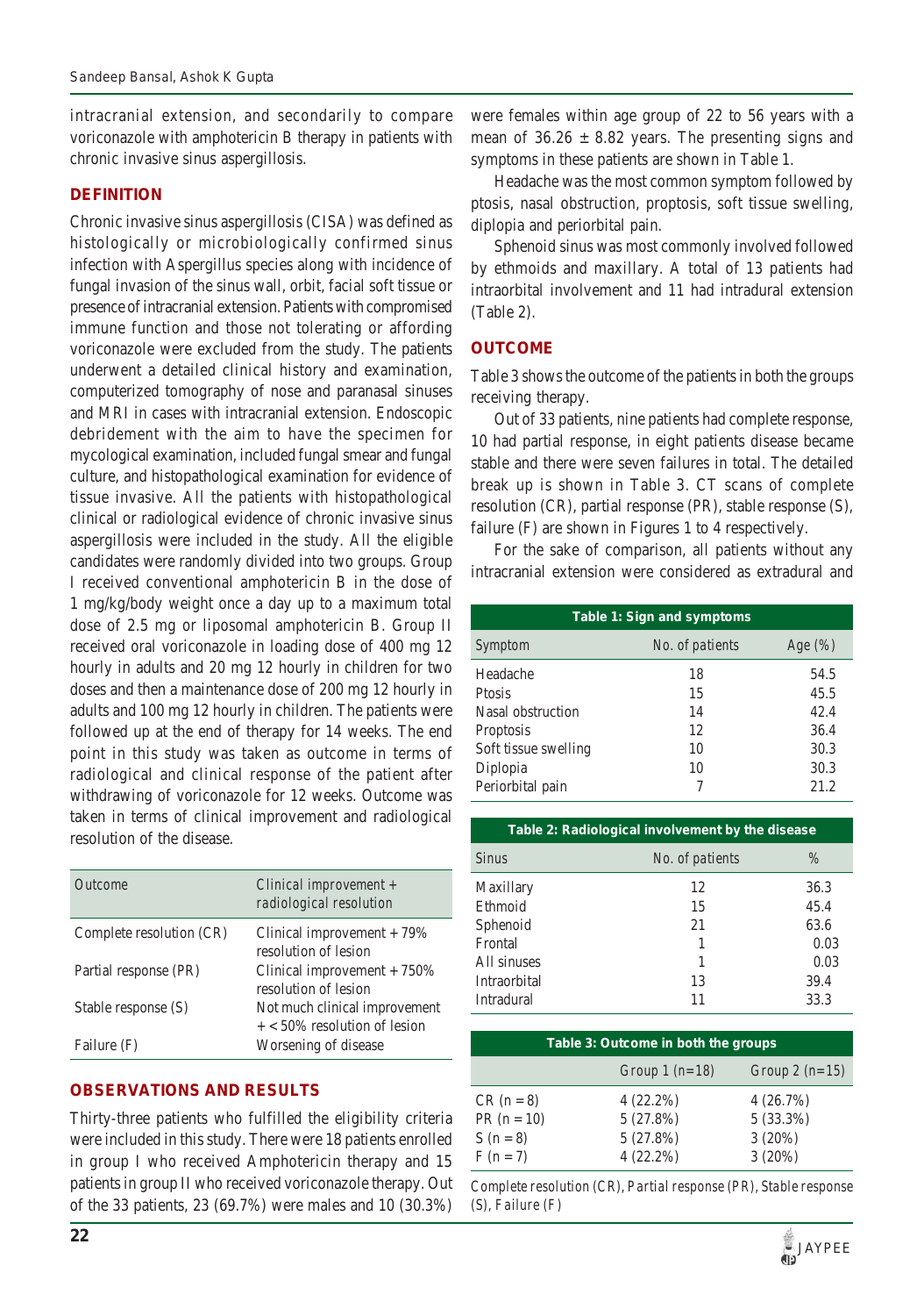intracranial extension, and secondarily to compare voriconazole with amphotericin B therapy in patients with chronic invasive sinus aspergillosis.

## DEFINITION

Chronic invasive sinus aspergillosis (CISA) was defined as histologically or microbiologically confirmed sinus infection with Aspergillus species along with incidence of fungal invasion of the sinus wall, orbit, facial soft tissue or presence of intracranial extension. Patients with compromised immune function and those not tolerating or affording voriconazole were excluded from the study. The patients underwent a detailed clinical history and examination, computerized tomography of nose and paranasal sinuses and MRI in cases with intracranial extension. Endoscopic debridement with the aim to have the specimen for mycological examination, included fungal smear and fungal culture, and histopathological examination for evidence of tissue invasive. All the patients with histopathological clinical or radiological evidence of chronic invasive sinus aspergillosis were included in the study. All the eligible candidates were randomly divided into two groups. Group I received conventional amphotericin B in the dose of 1 mg/kg/body weight once a day up to a maximum total dose of 2.5 mg or liposomal amphotericin B. Group II received oral voriconazole in loading dose of 400 mg 12 hourly in adults and 20 mg 12 hourly in children for two doses and then a maintenance dose of 200 mg 12 hourly in adults and 100 mg 12 hourly in children. The patients were followed up at the end of therapy for 14 weeks. The end point in this study was taken as outcome in terms of radiological and clinical response of the patient after withdrawing of voriconazole for 12 weeks. Outcome was taken in terms of clinical improvement and radiological resolution of the disease.

| Outcome | Clinical improvement + radiological resolution |
|---|---|
| Complete resolution (CR) | Clinical improvement + 79% resolution of lesion |
| Partial response (PR) | Clinical improvement + 750% resolution of lesion |
| Stable response (S) | Not much clinical improvement + < 50% resolution of lesion |
| Failure (F) | Worsening of disease |

## OBSERVATIONS AND RESULTS

Thirty-three patients who fulfilled the eligibility criteria were included in this study. There were 18 patients enrolled in group I who received Amphotericin therapy and 15 patients in group II who received voriconazole therapy. Out of the 33 patients, 23 (69.7%) were males and 10 (30.3%) were females within age group of 22 to 56 years with a mean of 36.26 ± 8.82 years. The presenting signs and symptoms in these patients are shown in Table 1.

Headache was the most common symptom followed by ptosis, nasal obstruction, proptosis, soft tissue swelling, diplopia and periorbital pain.

Sphenoid sinus was most commonly involved followed by ethmoids and maxillary. A total of 13 patients had intraorbital involvement and 11 had intradural extension (Table 2).

## OUTCOME

Table 3 shows the outcome of the patients in both the groups receiving therapy.

Out of 33 patients, nine patients had complete response, 10 had partial response, in eight patients disease became stable and there were seven failures in total. The detailed break up is shown in Table 3. CT scans of complete resolution (CR), partial response (PR), stable response (S), failure (F) are shown in Figures 1 to 4 respectively.

For the sake of comparison, all patients without any intracranial extension were considered as extradural and

**Table 1: Sign and symptoms**

| Symptom | No. of patients | Age (%) |
|---|---|---|
| Headache | 18 | 54.5 |
| Ptosis | 15 | 45.5 |
| Nasal obstruction | 14 | 42.4 |
| Proptosis | 12 | 36.4 |
| Soft tissue swelling | 10 | 30.3 |
| Diplopia | 10 | 30.3 |
| Periorbital pain | 7 | 21.2 |

**Table 2: Radiological involvement by the disease**

| Sinus | No. of patients | % |
|---|---|---|
| Maxillary | 12 | 36.3 |
| Ethmoid | 15 | 45.4 |
| Sphenoid | 21 | 63.6 |
| Frontal | 1 | 0.03 |
| All sinuses | 1 | 0.03 |
| Intraorbital | 13 | 39.4 |
| Intradural | 11 | 33.3 |

**Table 3: Outcome in both the groups**

| | Group 1 (n=18) | Group 2 (n=15) |
|---|---|---|
| CR (n = 8) | 4 (22.2%) | 4 (26.7%) |
| PR (n = 10) | 5 (27.8%) | 5 (33.3%) |
| S (n = 8) | 5 (27.8%) | 3 (20%) |
| F (n = 7) | 4 (22.2%) | 3 (20%) |

*Complete resolution (CR), Partial response (PR), Stable response (S), Failure (F)*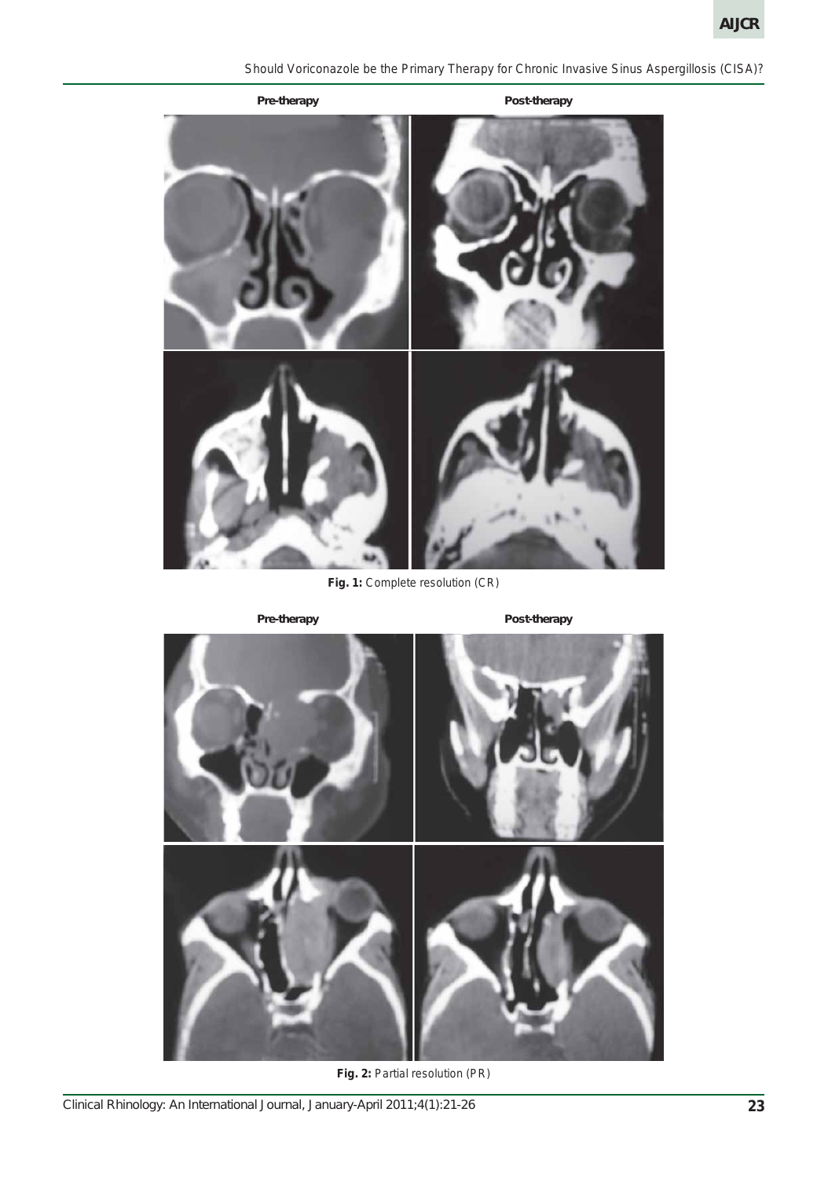Pre-therapy

Post-therapy

Fig. 1: Complete resolution (CR)

Pre-therapy

Post-therapy

Fig. 2: Partial resolution (PR)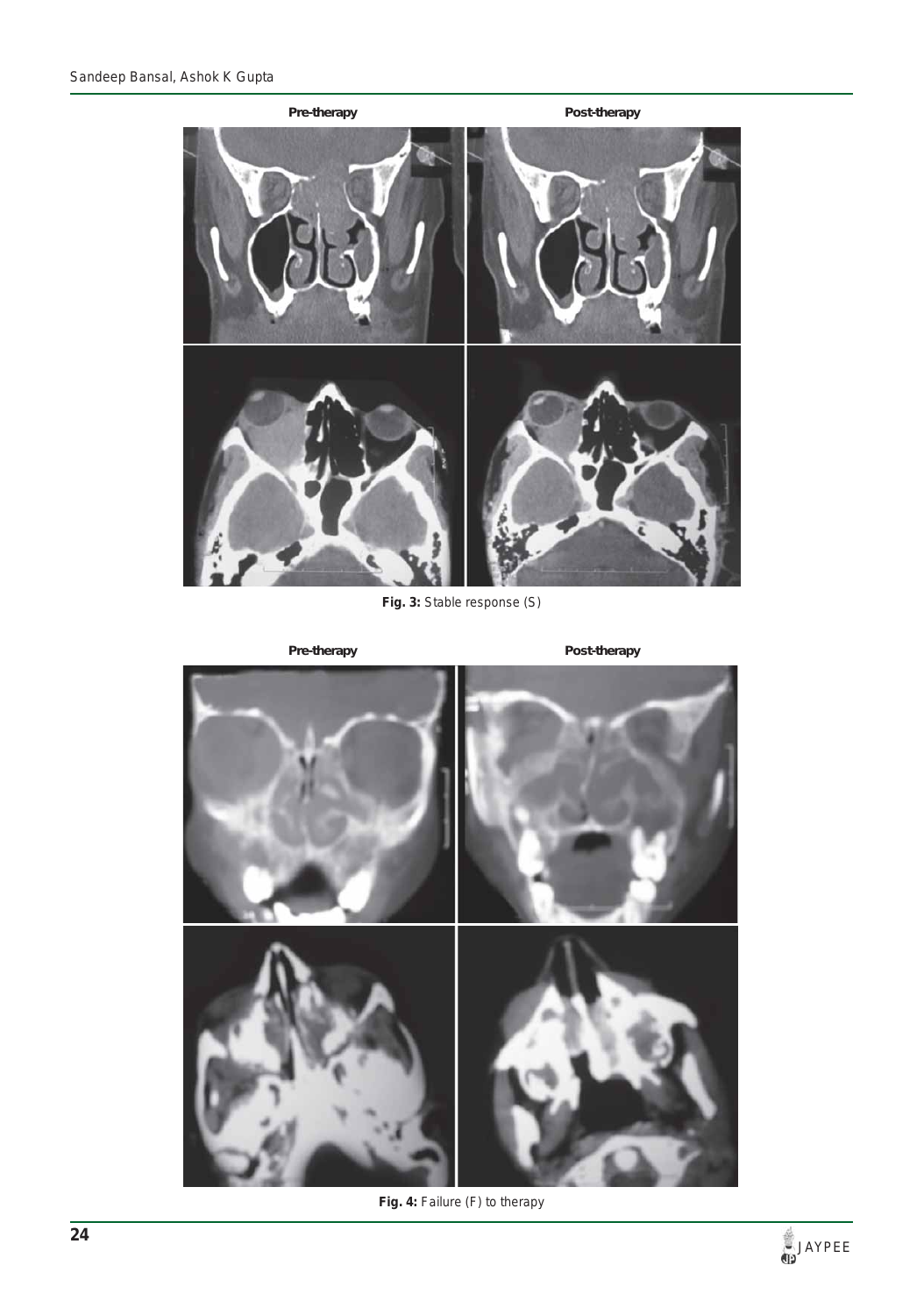Pre-therapy

Post-therapy

**Fig. 3:** Stable response (S)

Pre-therapy

Post-therapy

**Fig. 4:** Failure (F) to therapy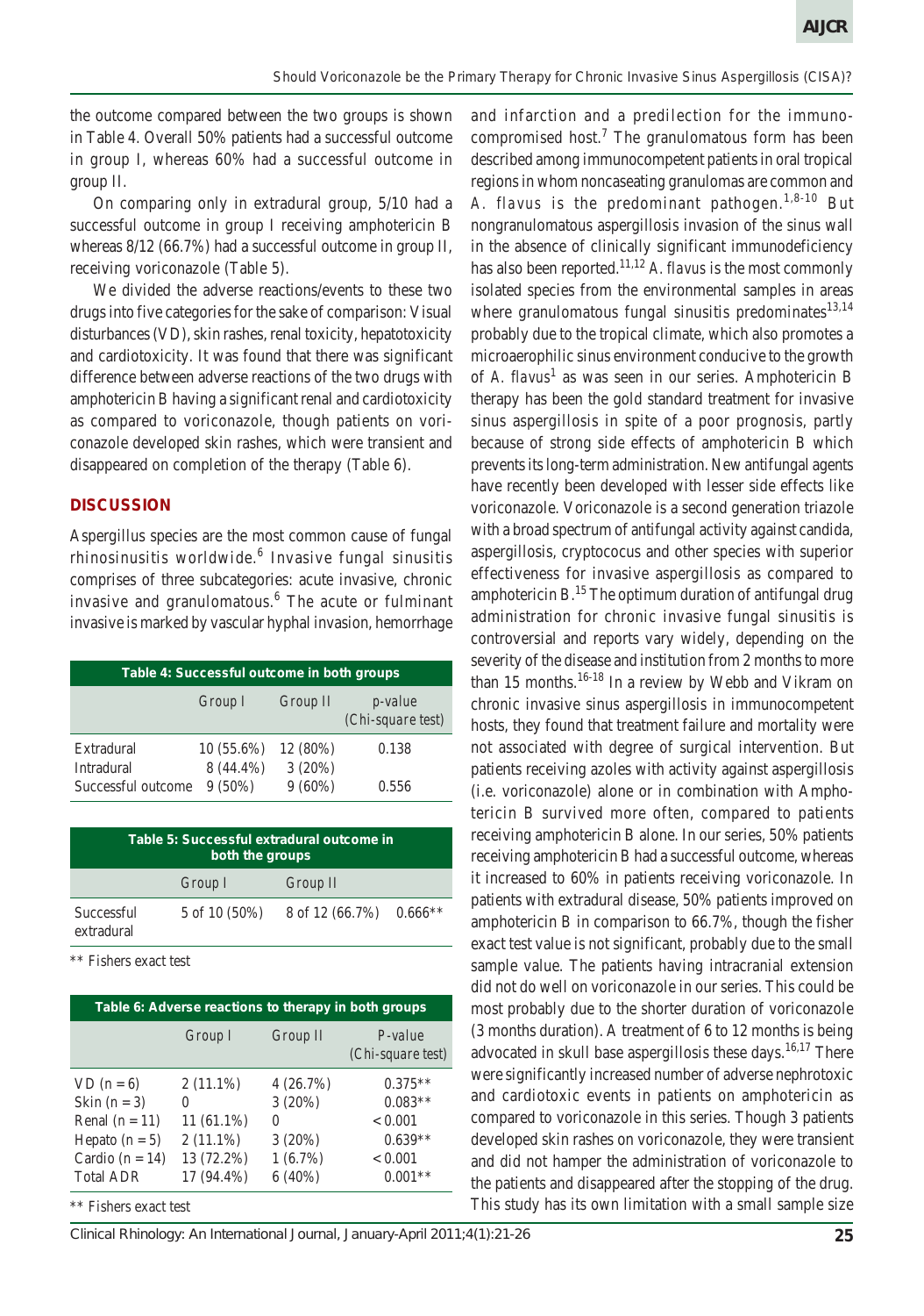the outcome compared between the two groups is shown in Table 4. Overall 50% patients had a successful outcome in group I, whereas 60% had a successful outcome in group II.

On comparing only in extradural group, 5/10 had a successful outcome in group I receiving amphotericin B whereas 8/12 (66.7%) had a successful outcome in group II, receiving voriconazole (Table 5).

We divided the adverse reactions/events to these two drugs into five categories for the sake of comparison: Visual disturbances (VD), skin rashes, renal toxicity, hepatotoxicity and cardiotoxicity. It was found that there was significant difference between adverse reactions of the two drugs with amphotericin B having a significant renal and cardiotoxicity as compared to voriconazole, though patients on voriconazole developed skin rashes, which were transient and disappeared on completion of the therapy (Table 6).

## DISCUSSION

Aspergillus species are the most common cause of fungal rhinosinusitis worldwide.[6] Invasive fungal sinusitis comprises of three subcategories: acute invasive, chronic invasive and granulomatous.[6] The acute or fulminant invasive is marked by vascular hyphal invasion, hemorrhage and infarction and a predilection for the immunocompromised host.[7] The granulomatous form has been described among immunocompetent patients in oral tropical regions in whom noncaseating granulomas are common and *A. flavus* is the predominant pathogen.[1,8-10] But nongranulomatous aspergillosis invasion of the sinus wall in the absence of clinically significant immunodeficiency has also been reported.[11,12] *A. flavus* is the most commonly isolated species from the environmental samples in areas where granulomatous fungal sinusitis predominates[13,14] probably due to the tropical climate, which also promotes a microaerophilic sinus environment conducive to the growth of *A. flavus*[1] as was seen in our series. Amphotericin B therapy has been the gold standard treatment for invasive sinus aspergillosis in spite of a poor prognosis, partly because of strong side effects of amphotericin B which prevents its long-term administration. New antifungal agents have recently been developed with lesser side effects like voriconazole. Voriconazole is a second generation triazole with a broad spectrum of antifungal activity against candida, aspergillosis, cryptococus and other species with superior effectiveness for invasive aspergillosis as compared to amphotericin B.[15] The optimum duration of antifungal drug administration for chronic invasive fungal sinusitis is controversial and reports vary widely, depending on the severity of the disease and institution from 2 months to more than 15 months.[16-18] In a review by Webb and Vikram on chronic invasive sinus aspergillosis in immunocompetent hosts, they found that treatment failure and mortality were not associated with degree of surgical intervention. But patients receiving azoles with activity against aspergillosis (i.e. voriconazole) alone or in combination with Amphotericin B survived more often, compared to patients receiving amphotericin B alone. In our series, 50% patients receiving amphotericin B had a successful outcome, whereas it increased to 60% in patients receiving voriconazole. In patients with extradural disease, 50% patients improved on amphotericin B in comparison to 66.7%, though the fisher exact test value is not significant, probably due to the small sample value. The patients having intracranial extension did not do well on voriconazole in our series. This could be most probably due to the shorter duration of voriconazole (3 months duration). A treatment of 6 to 12 months is being advocated in skull base aspergillosis these days.[16,17] There were significantly increased number of adverse nephrotoxic and cardiotoxic events in patients on amphotericin as compared to voriconazole in this series. Though 3 patients developed skin rashes on voriconazole, they were transient and did not hamper the administration of voriconazole to the patients and disappeared after the stopping of the drug. This study has its own limitation with a small sample size

**Table 4: Successful outcome in both groups**

| | Group I | Group II | p-value (Chi-square test) |
|---|---|---|---|
| Extradural | 10 (55.6%) | 12 (80%) | 0.138 |
| Intradural | 8 (44.4%) | 3 (20%) | |
| Successful outcome | 9 (50%) | 9 (60%) | 0.556 |

**Table 5: Successful extradural outcome in both the groups**

| | Group I | Group II | |
|---|---|---|---|
| Successful extradural | 5 of 10 (50%) | 8 of 12 (66.7%) | 0.666** |

** Fishers exact test

**Table 6: Adverse reactions to therapy in both groups**

| | Group I | Group II | P-value (Chi-square test) |
|---|---|---|---|
| VD (n = 6) | 2 (11.1%) | 4 (26.7%) | 0.375** |
| Skin (n = 3) | 0 | 3 (20%) | 0.083** |
| Renal (n = 11) | 11 (61.1%) | 0 | < 0.001 |
| Hepato (n = 5) | 2 (11.1%) | 3 (20%) | 0.639** |
| Cardio (n = 14) | 13 (72.2%) | 1 (6.7%) | < 0.001 |
| Total ADR | 17 (94.4%) | 6 (40%) | 0.001** |

** Fishers exact test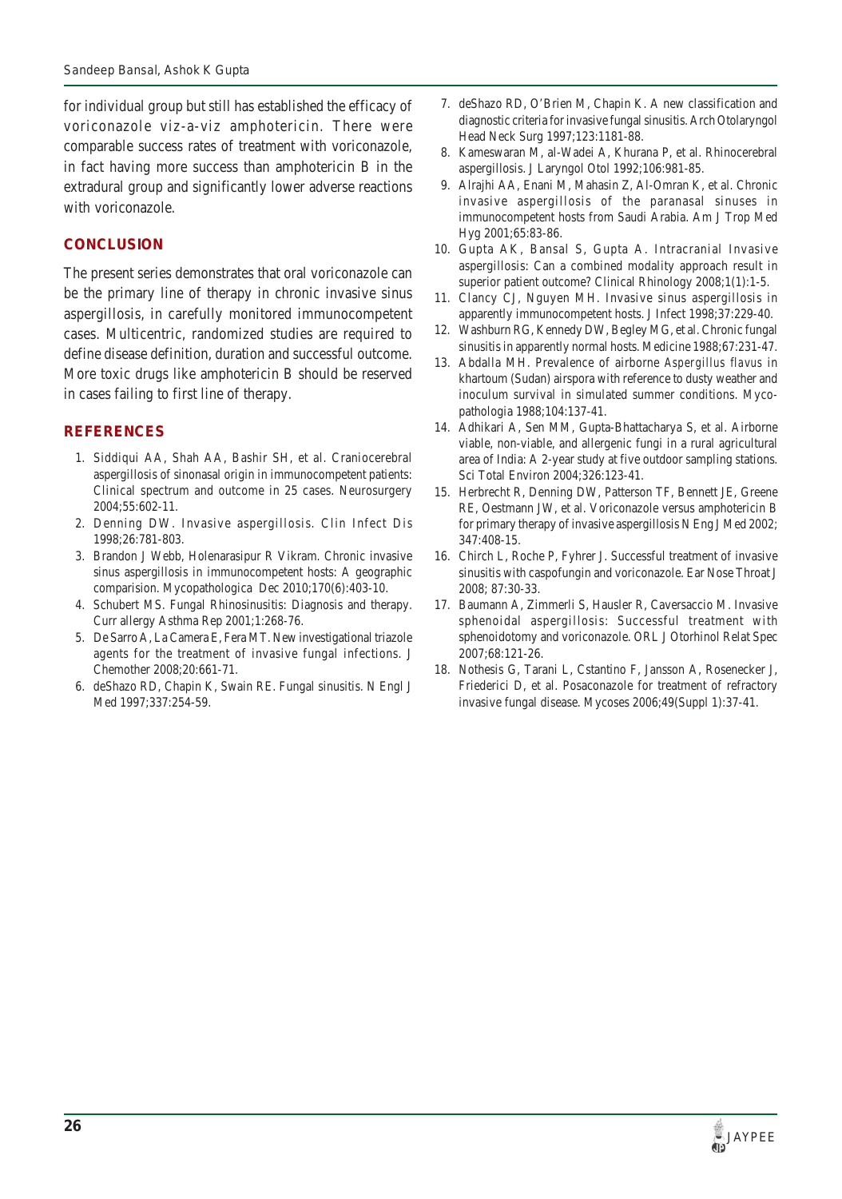for individual group but still has established the efficacy of voriconazole viz-a-viz amphotericin. There were comparable success rates of treatment with voriconazole, in fact having more success than amphotericin B in the extradural group and significantly lower adverse reactions with voriconazole.

## CONCLUSION

The present series demonstrates that oral voriconazole can be the primary line of therapy in chronic invasive sinus aspergillosis, in carefully monitored immunocompetent cases. Multicentric, randomized studies are required to define disease definition, duration and successful outcome. More toxic drugs like amphotericin B should be reserved in cases failing to first line of therapy.

## REFERENCES

1. Siddiqui AA, Shah AA, Bashir SH, et al. Craniocerebral aspergillosis of sinonasal origin in immunocompetent patients: Clinical spectrum and outcome in 25 cases. Neurosurgery 2004;55:602-11.
2. Denning DW. Invasive aspergillosis. Clin Infect Dis 1998;26:781-803.
3. Brandon J Webb, Holenarasipur R Vikram. Chronic invasive sinus aspergillosis in immunocompetent hosts: A geographic comparision. Mycopathologica Dec 2010;170(6):403-10.
4. Schubert MS. Fungal Rhinosinusitis: Diagnosis and therapy. Curr allergy Asthma Rep 2001;1:268-76.
5. De Sarro A, La Camera E, Fera MT. New investigational triazole agents for the treatment of invasive fungal infections. J Chemother 2008;20:661-71.
6. deShazo RD, Chapin K, Swain RE. Fungal sinusitis. N Engl J Med 1997;337:254-59.
7. deShazo RD, O'Brien M, Chapin K. A new classification and diagnostic criteria for invasive fungal sinusitis. Arch Otolaryngol Head Neck Surg 1997;123:1181-88.
8. Kameswaran M, al-Wadei A, Khurana P, et al. Rhinocerebral aspergillosis. J Laryngol Otol 1992;106:981-85.
9. Alrajhi AA, Enani M, Mahasin Z, Al-Omran K, et al. Chronic invasive aspergillosis of the paranasal sinuses in immunocompetent hosts from Saudi Arabia. Am J Trop Med Hyg 2001;65:83-86.
10. Gupta AK, Bansal S, Gupta A. Intracranial Invasive aspergillosis: Can a combined modality approach result in superior patient outcome? Clinical Rhinology 2008;1(1):1-5.
11. Clancy CJ, Nguyen MH. Invasive sinus aspergillosis in apparently immunocompetent hosts. J Infect 1998;37:229-40.
12. Washburn RG, Kennedy DW, Begley MG, et al. Chronic fungal sinusitis in apparently normal hosts. Medicine 1988;67:231-47.
13. Abdalla MH. Prevalence of airborne *Aspergillus flavus* in khartoum (Sudan) airspora with reference to dusty weather and inoculum survival in simulated summer conditions. Mycopathologia 1988;104:137-41.
14. Adhikari A, Sen MM, Gupta-Bhattacharya S, et al. Airborne viable, non-viable, and allergenic fungi in a rural agricultural area of India: A 2-year study at five outdoor sampling stations. Sci Total Environ 2004;326:123-41.
15. Herbrecht R, Denning DW, Patterson TF, Bennett JE, Greene RE, Oestmann JW, et al. Voriconazole versus amphotericin B for primary therapy of invasive aspergillosis N Eng J Med 2002; 347:408-15.
16. Chirch L, Roche P, Fyhrer J. Successful treatment of invasive sinusitis with caspofungin and voriconazole. Ear Nose Throat J 2008; 87:30-33.
17. Baumann A, Zimmerli S, Hausler R, Caversaccio M. Invasive sphenoidal aspergillosis: Successful treatment with sphenoidotomy and voriconazole. ORL J Otorhinol Relat Spec 2007;68:121-26.
18. Nothesis G, Tarani L, Cstantino F, Jansson A, Rosenecker J, Friederici D, et al. Posaconazole for treatment of refractory invasive fungal disease. Mycoses 2006;49(Suppl 1):37-41.